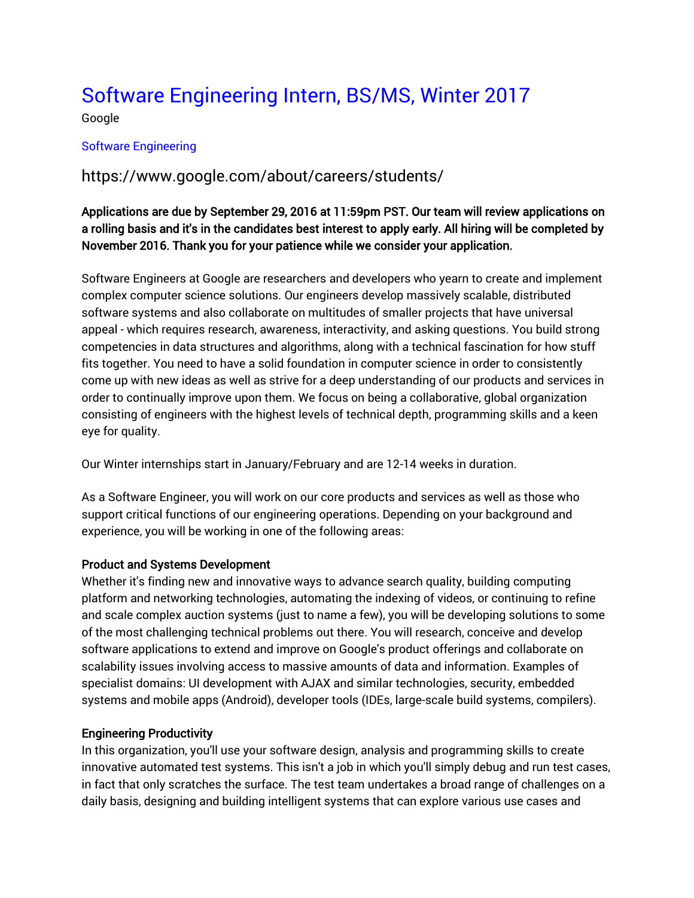# Software Engineering Intern, BS/MS, Winter 2017

Google

Software Engineering

## https://www.google.com/about/careers/students/

**Applications are due by September 29, 2016 at 11:59pm PST. Our team will review applications on a rolling basis and it's in the candidates best interest to apply early. All hiring will be completed by November 2016. Thank you for your patience while we consider your application.**

Software Engineers at Google are researchers and developers who yearn to create and implement complex computer science solutions. Our engineers develop massively scalable, distributed software systems and also collaborate on multitudes of smaller projects that have universal appeal - which requires research, awareness, interactivity, and asking questions. You build strong competencies in data structures and algorithms, along with a technical fascination for how stuff fits together. You need to have a solid foundation in computer science in order to consistently come up with new ideas as well as strive for a deep understanding of our products and services in order to continually improve upon them. We focus on being a collaborative, global organization consisting of engineers with the highest levels of technical depth, programming skills and a keen eye for quality.

Our Winter internships start in January/February and are 12-14 weeks in duration.

As a Software Engineer, you will work on our core products and services as well as those who support critical functions of our engineering operations. Depending on your background and experience, you will be working in one of the following areas:

**Product and Systems Development**

Whether it's finding new and innovative ways to advance search quality, building computing platform and networking technologies, automating the indexing of videos, or continuing to refine and scale complex auction systems (just to name a few), you will be developing solutions to some of the most challenging technical problems out there. You will research, conceive and develop software applications to extend and improve on Google's product offerings and collaborate on scalability issues involving access to massive amounts of data and information. Examples of specialist domains: UI development with AJAX and similar technologies, security, embedded systems and mobile apps (Android), developer tools (IDEs, large-scale build systems, compilers).

**Engineering Productivity**

In this organization, you'll use your software design, analysis and programming skills to create innovative automated test systems. This isn't a job in which you'll simply debug and run test cases, in fact that only scratches the surface. The test team undertakes a broad range of challenges on a daily basis, designing and building intelligent systems that can explore various use cases and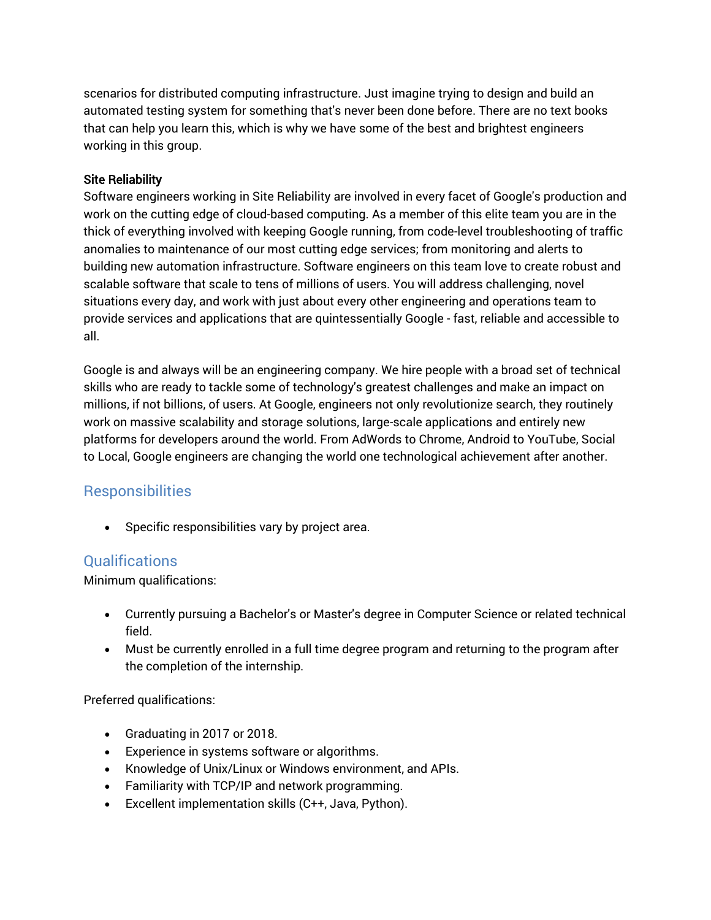scenarios for distributed computing infrastructure. Just imagine trying to design and build an automated testing system for something that's never been done before. There are no text books that can help you learn this, which is why we have some of the best and brightest engineers working in this group.

**Site Reliability**
Software engineers working in Site Reliability are involved in every facet of Google's production and work on the cutting edge of cloud-based computing. As a member of this elite team you are in the thick of everything involved with keeping Google running, from code-level troubleshooting of traffic anomalies to maintenance of our most cutting edge services; from monitoring and alerts to building new automation infrastructure. Software engineers on this team love to create robust and scalable software that scale to tens of millions of users. You will address challenging, novel situations every day, and work with just about every other engineering and operations team to provide services and applications that are quintessentially Google - fast, reliable and accessible to all.

Google is and always will be an engineering company. We hire people with a broad set of technical skills who are ready to tackle some of technology's greatest challenges and make an impact on millions, if not billions, of users. At Google, engineers not only revolutionize search, they routinely work on massive scalability and storage solutions, large-scale applications and entirely new platforms for developers around the world. From AdWords to Chrome, Android to YouTube, Social to Local, Google engineers are changing the world one technological achievement after another.

## Responsibilities

- Specific responsibilities vary by project area.

## Qualifications

Minimum qualifications:

- Currently pursuing a Bachelor's or Master's degree in Computer Science or related technical field.
- Must be currently enrolled in a full time degree program and returning to the program after the completion of the internship.

Preferred qualifications:

- Graduating in 2017 or 2018.
- Experience in systems software or algorithms.
- Knowledge of Unix/Linux or Windows environment, and APIs.
- Familiarity with TCP/IP and network programming.
- Excellent implementation skills (C++, Java, Python).